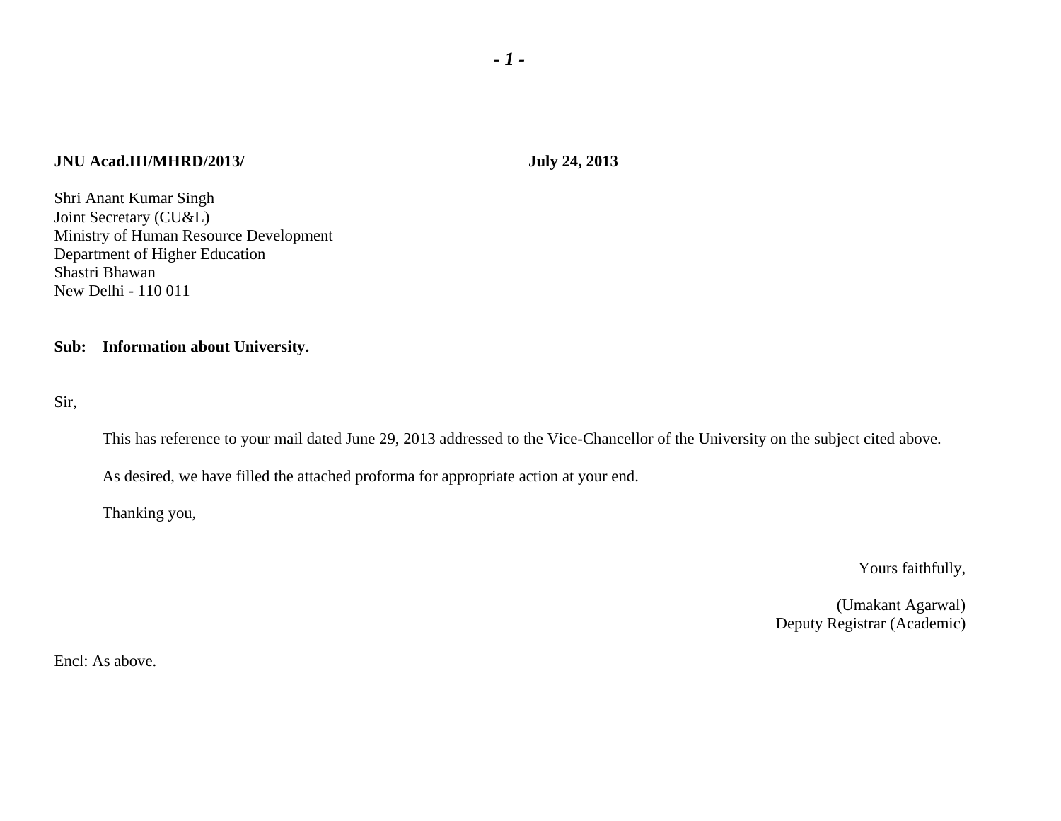**JNU Acad.III/MHRD/2013/** **July 24, 2013**

Shri Anant Kumar Singh
Joint Secretary (CU&L)
Ministry of Human Resource Development
Department of Higher Education
Shastri Bhawan
New Delhi - 110 011

**Sub: Information about University.**

Sir,

This has reference to your mail dated June 29, 2013 addressed to the Vice-Chancellor of the University on the subject cited above.

As desired, we have filled the attached proforma for appropriate action at your end.

Thanking you,

Yours faithfully,

(Umakant Agarwal)
Deputy Registrar (Academic)

Encl: As above.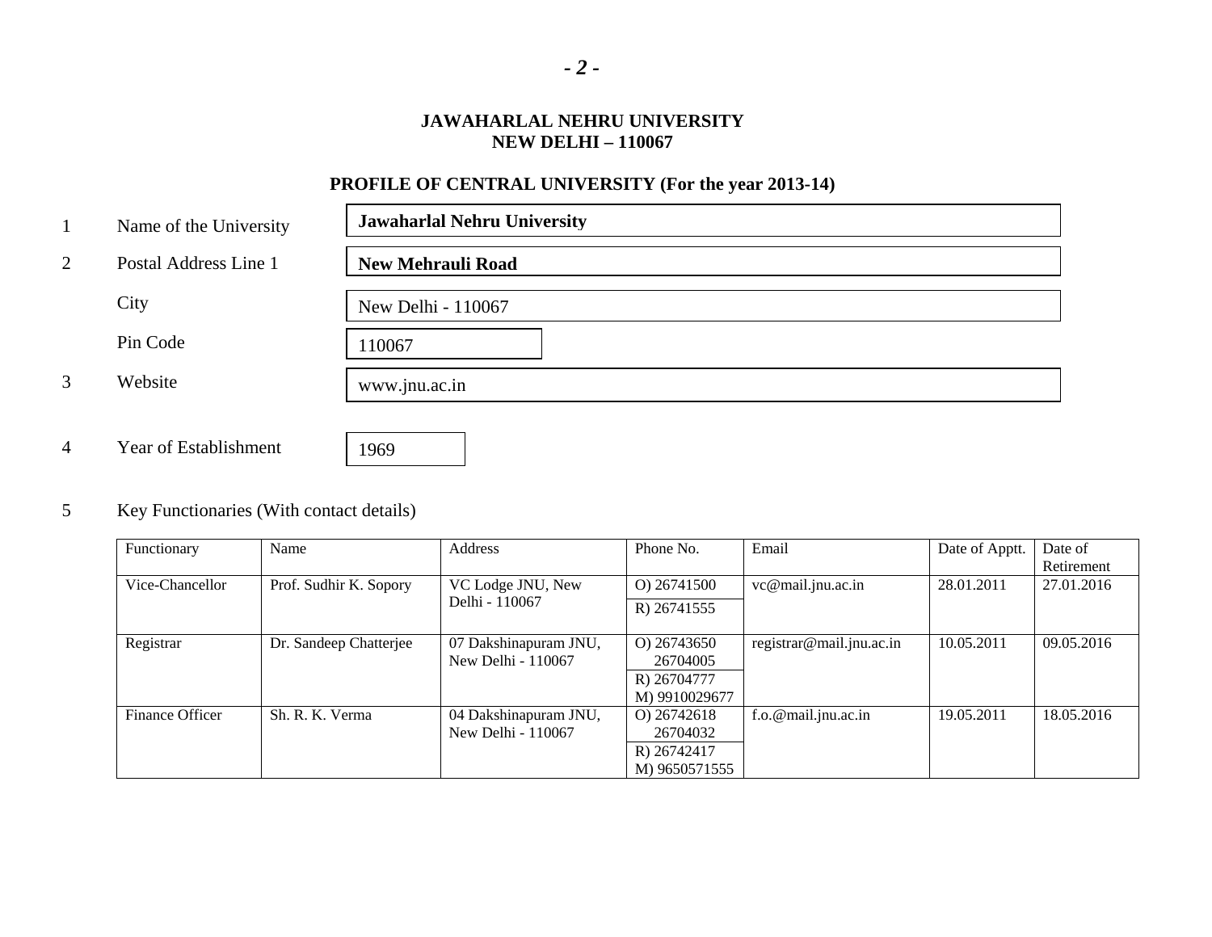**JAWAHARLAL NEHRU UNIVERSITY**
**NEW DELHI – 110067**

## PROFILE OF CENTRAL UNIVERSITY (For the year 2013-14)

| | | |
|---|---|---|
| 1 | Name of the University | **Jawaharlal Nehru University** |
| 2 | Postal Address Line 1 | **New Mehrauli Road** |
| | City | New Delhi - 110067 |
| | Pin Code | 110067 |
| 3 | Website | www.jnu.ac.in |
| 4 | Year of Establishment | 1969 |

5 Key Functionaries (With contact details)

| Functionary | Name | Address | Phone No. | Email | Date of Apptt. | Date of Retirement |
|---|---|---|---|---|---|---|
| Vice-Chancellor | Prof. Sudhir K. Sopory | VC Lodge JNU, New Delhi - 110067 | O) 26741500<br>R) 26741555 | vc@mail.jnu.ac.in | 28.01.2011 | 27.01.2016 |
| Registrar | Dr. Sandeep Chatterjee | 07 Dakshinapuram JNU, New Delhi - 110067 | O) 26743650<br>26704005<br>R) 26704777<br>M) 9910029677 | registrar@mail.jnu.ac.in | 10.05.2011 | 09.05.2016 |
| Finance Officer | Sh. R. K. Verma | 04 Dakshinapuram JNU, New Delhi - 110067 | O) 26742618<br>26704032<br>R) 26742417<br>M) 9650571555 | f.o.@mail.jnu.ac.in | 19.05.2011 | 18.05.2016 |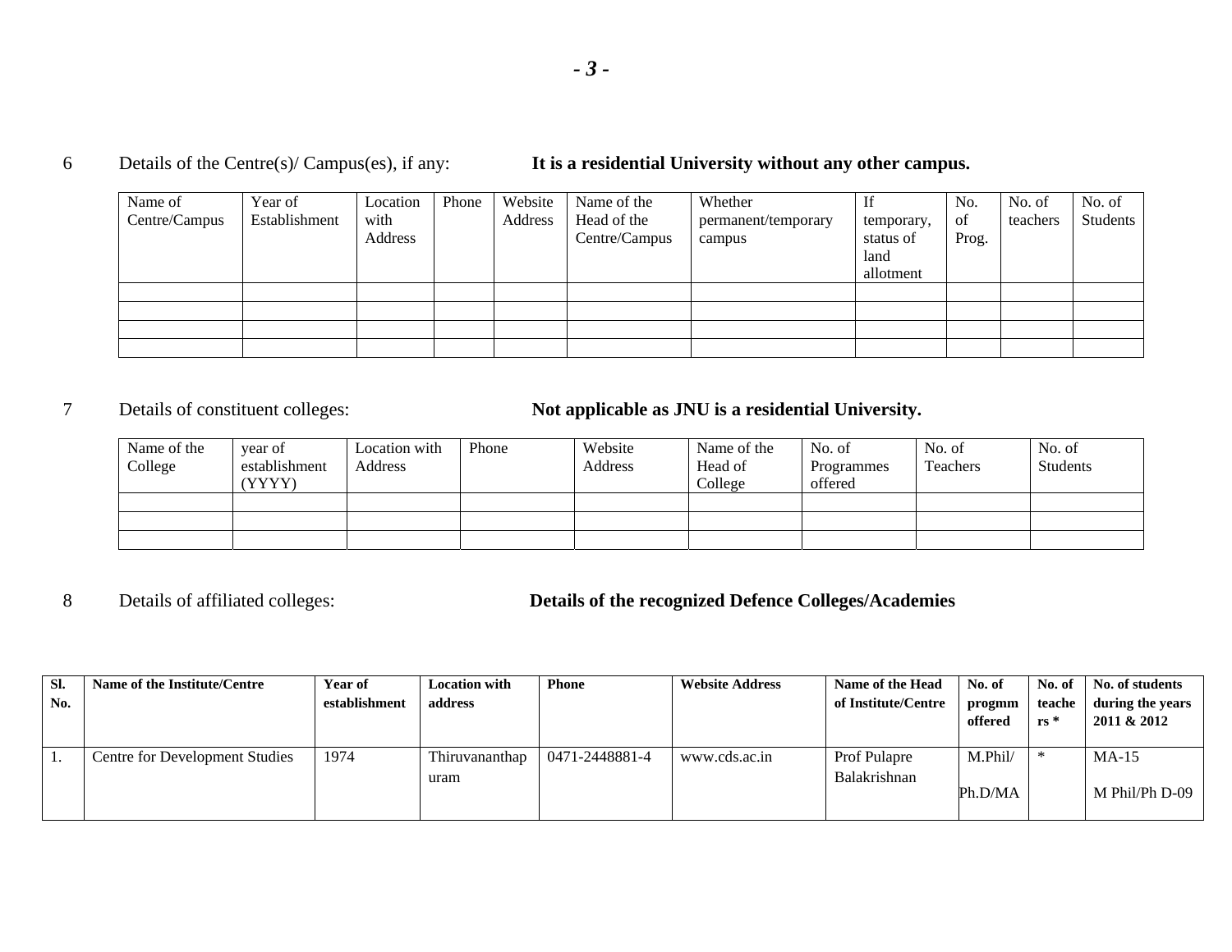6 Details of the Centre(s)/ Campus(es), if any: **It is a residential University without any other campus.**

| Name of Centre/Campus | Year of Establishment | Location with Address | Phone | Website Address | Name of the Head of the Centre/Campus | Whether permanent/temporary campus | If temporary, status of land allotment | No. of Prog. | No. of teachers | No. of Students |
|---|---|---|---|---|---|---|---|---|---|---|
| | | | | | | | | | | |
| | | | | | | | | | | |
| | | | | | | | | | | |
| | | | | | | | | | | |

7 Details of constituent colleges: **Not applicable as JNU is a residential University.**

| Name of the College | year of establishment (YYYY) | Location with Address | Phone | Website Address | Name of the Head of College | No. of Programmes offered | No. of Teachers | No. of Students |
|---|---|---|---|---|---|---|---|---|
| | | | | | | | | |
| | | | | | | | | |
| | | | | | | | | |

8 Details of affiliated colleges: **Details of the recognized Defence Colleges/Academies**

| **Sl. No.** | **Name of the Institute/Centre** | **Year of establishment** | **Location with address** | **Phone** | **Website Address** | **Name of the Head of Institute/Centre** | **No. of progmm offered** | **No. of teachers *** | **No. of students during the years 2011 & 2012** |
|---|---|---|---|---|---|---|---|---|---|
| 1. | Centre for Development Studies | 1974 | Thiruvananthapuram | 0471-2448881-4 | www.cds.ac.in | Prof Pulapre Balakrishnan | M.Phil/ Ph.D/MA | * | MA-15<br>M Phil/Ph D-09 |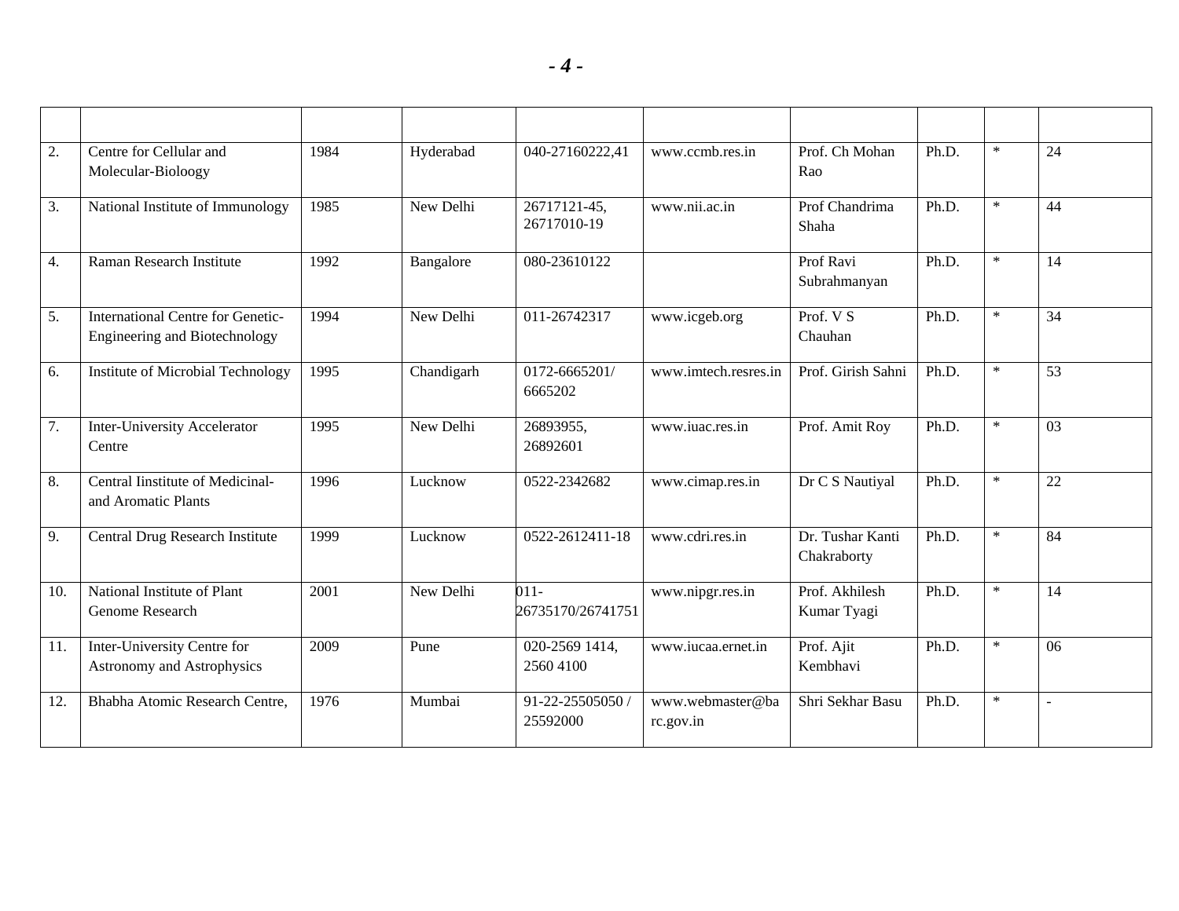| | | | | | | | | | |
|---|---|---|---|---|---|---|---|---|---|
| 2. | Centre for Cellular and Molecular-Bioloogy | 1984 | Hyderabad | 040-27160222,41 | www.ccmb.res.in | Prof. Ch Mohan Rao | Ph.D. | * | 24 |
| 3. | National Institute of Immunology | 1985 | New Delhi | 26717121-45, 26717010-19 | www.nii.ac.in | Prof Chandrima Shaha | Ph.D. | * | 44 |
| 4. | Raman Research Institute | 1992 | Bangalore | 080-23610122 | | Prof Ravi Subrahmanyan | Ph.D. | * | 14 |
| 5. | International Centre for Genetic-Engineering and Biotechnology | 1994 | New Delhi | 011-26742317 | www.icgeb.org | Prof. V S Chauhan | Ph.D. | * | 34 |
| 6. | Institute of Microbial Technology | 1995 | Chandigarh | 0172-6665201/ 6665202 | www.imtech.resres.in | Prof. Girish Sahni | Ph.D. | * | 53 |
| 7. | Inter-University Accelerator Centre | 1995 | New Delhi | 26893955, 26892601 | www.iuac.res.in | Prof. Amit Roy | Ph.D. | * | 03 |
| 8. | Central Iinstitute of Medicinal-and Aromatic Plants | 1996 | Lucknow | 0522-2342682 | www.cimap.res.in | Dr C S Nautiyal | Ph.D. | * | 22 |
| 9. | Central Drug Research Institute | 1999 | Lucknow | 0522-2612411-18 | www.cdri.res.in | Dr. Tushar Kanti Chakraborty | Ph.D. | * | 84 |
| 10. | National Institute of Plant Genome Research | 2001 | New Delhi | 011-26735170/26741751 | www.nipgr.res.in | Prof. Akhilesh Kumar Tyagi | Ph.D. | * | 14 |
| 11. | Inter-University Centre for Astronomy and Astrophysics | 2009 | Pune | 020-2569 1414, 2560 4100 | www.iucaa.ernet.in | Prof. Ajit Kembhavi | Ph.D. | * | 06 |
| 12. | Bhabha Atomic Research Centre, | 1976 | Mumbai | 91-22-25505050 / 25592000 | www.webmaster@barc.gov.in | Shri Sekhar Basu | Ph.D. | * | - |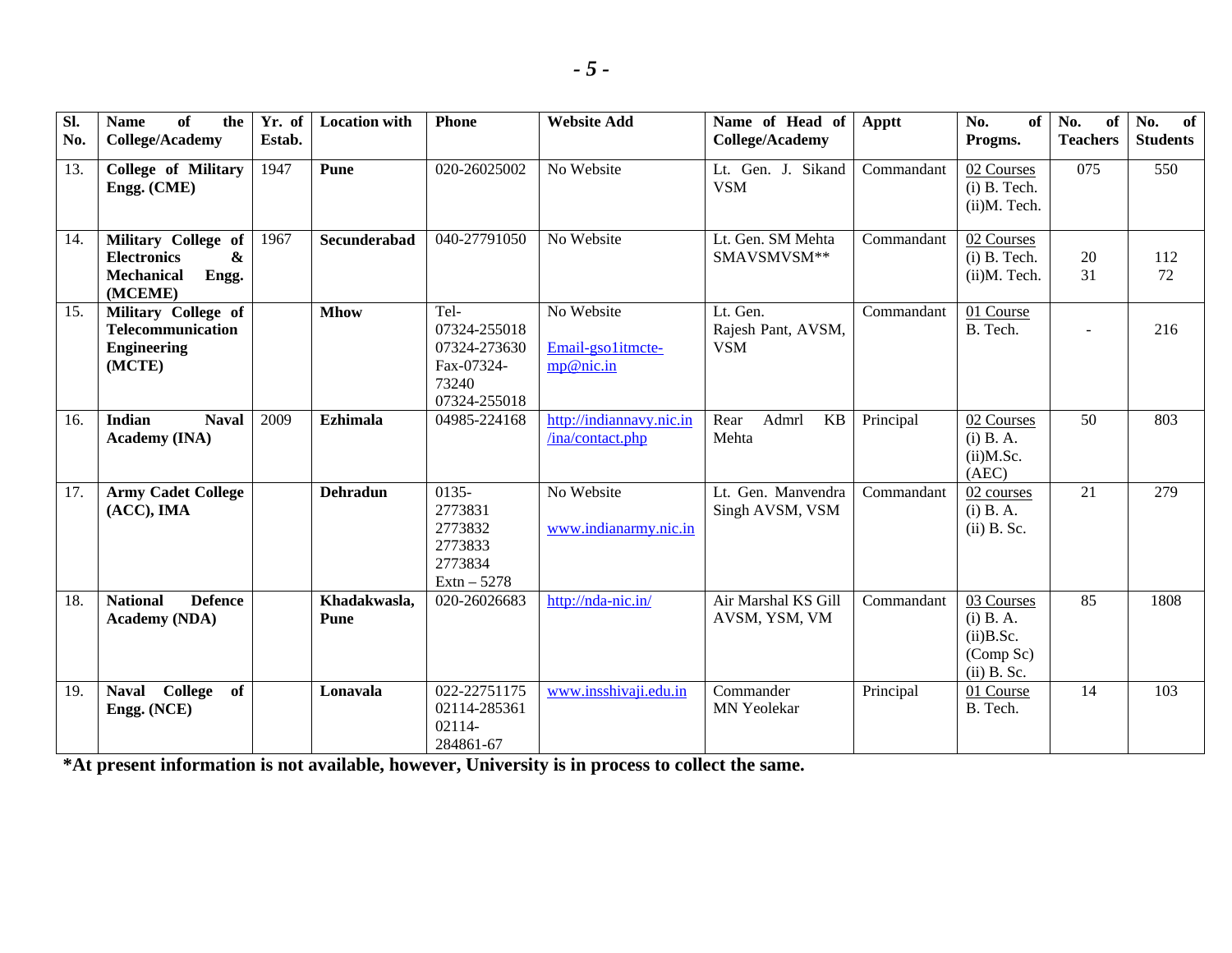| Sl. No. | Name of the College/Academy | Yr. of Estab. | Location with | Phone | Website Add | Name of Head of College/Academy | Apptt | No. of Progms. | No. of Teachers | No. of Students |
|---|---|---|---|---|---|---|---|---|---|---|
| 13. | **College of Military Engg. (CME)** | 1947 | **Pune** | 020-26025002 | No Website | Lt. Gen. J. Sikand VSM | Commandant | 02 Courses (i) B. Tech. (ii)M. Tech. | 075 | 550 |
| 14. | **Military College of Electronics & Mechanical Engg. (MCEME)** | 1967 | **Secunderabad** | 040-27791050 | No Website | Lt. Gen. SM Mehta SMAVSMVSM** | Commandant | 02 Courses (i) B. Tech. (ii)M. Tech. | 20 31 | 112 72 |
| 15. | **Military College of Telecommunication Engineering (MCTE)** | | **Mhow** | Tel- 07324-255018 07324-273630 Fax-07324-73240 07324-255018 | No Website Email-gso1itmcte-mp@nic.in | Lt. Gen. Rajesh Pant, AVSM, VSM | Commandant | 01 Course B. Tech. | - | 216 |
| 16. | **Indian Naval Academy (INA)** | 2009 | **Ezhimala** | 04985-224168 | http://indiannavy.nic.in/ina/contact.php | Rear Admrl KB Mehta | Principal | 02 Courses (i) B. A. (ii)M.Sc. (AEC) | 50 | 803 |
| 17. | **Army Cadet College (ACC), IMA** | | **Dehradun** | 0135-2773831 2773832 2773833 2773834 Extn – 5278 | No Website www.indianarmy.nic.in | Lt. Gen. Manvendra Singh AVSM, VSM | Commandant | 02 courses (i) B. A. (ii) B. Sc. | 21 | 279 |
| 18. | **National Defence Academy (NDA)** | | **Khadakwasla, Pune** | 020-26026683 | http://nda-nic.in/ | Air Marshal KS Gill AVSM, YSM, VM | Commandant | 03 Courses (i) B. A. (ii)B.Sc. (Comp Sc) (ii) B. Sc. | 85 | 1808 |
| 19. | **Naval College of Engg. (NCE)** | | **Lonavala** | 022-22751175 02114-285361 02114-284861-67 | www.insshivaji.edu.in | Commander MN Yeolekar | Principal | 01 Course B. Tech. | 14 | 103 |

**\*At present information is not available, however, University is in process to collect the same.**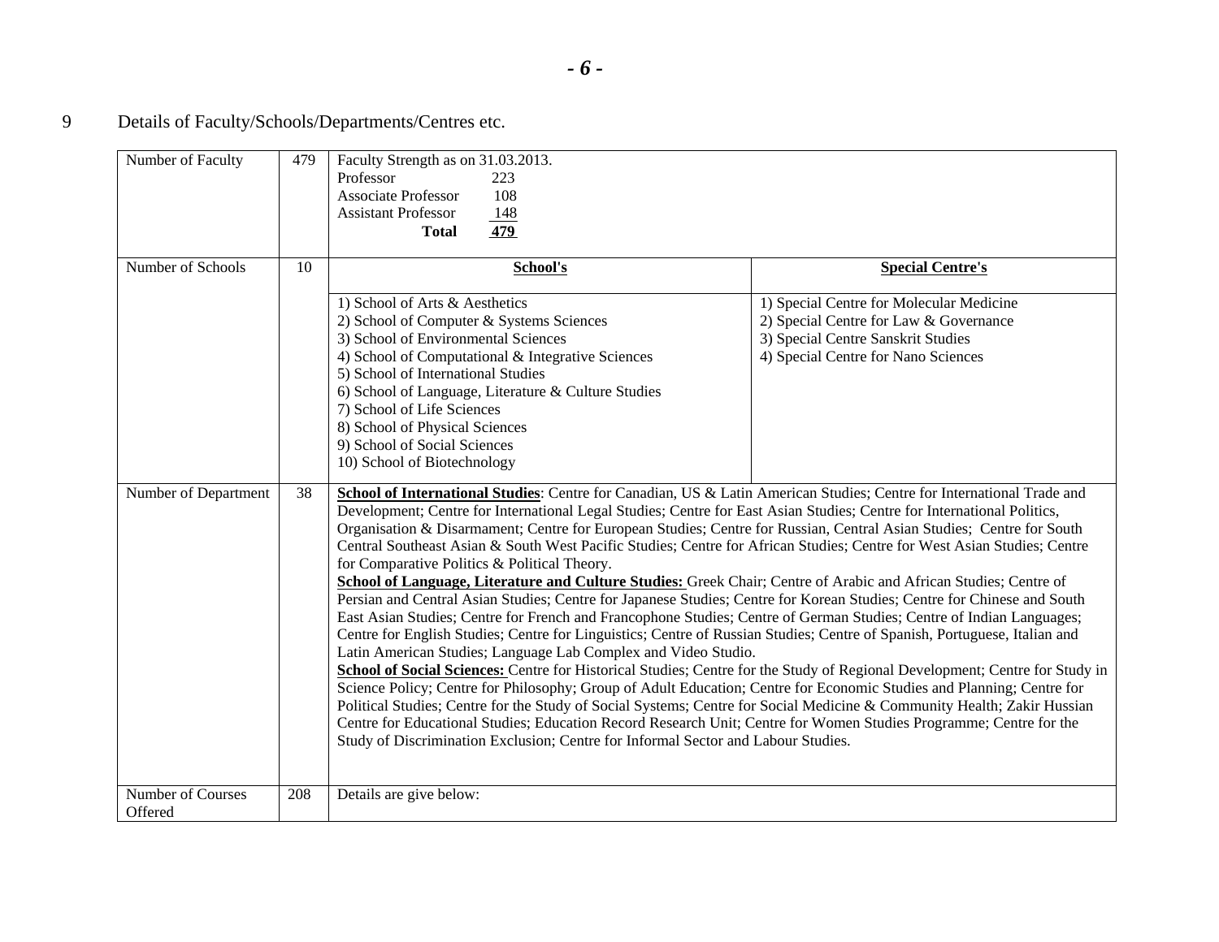9 Details of Faculty/Schools/Departments/Centres etc.

| | | | |
|---|---|---|---|
| Number of Faculty | 479 | Faculty Strength as on 31.03.2013.<br>Professor 223<br>Associate Professor 108<br>Assistant Professor 148<br>**Total** **479** | |
| Number of Schools | 10 | **School's** | **Special Centre's** |
| | | 1) School of Arts & Aesthetics<br>2) School of Computer & Systems Sciences<br>3) School of Environmental Sciences<br>4) School of Computational & Integrative Sciences<br>5) School of International Studies<br>6) School of Language, Literature & Culture Studies<br>7) School of Life Sciences<br>8) School of Physical Sciences<br>9) School of Social Sciences<br>10) School of Biotechnology | 1) Special Centre for Molecular Medicine<br>2) Special Centre for Law & Governance<br>3) Special Centre Sanskrit Studies<br>4) Special Centre for Nano Sciences |
| Number of Department | 38 | **School of International Studies**: Centre for Canadian, US & Latin American Studies; Centre for International Trade and Development; Centre for International Legal Studies; Centre for East Asian Studies; Centre for International Politics, Organisation & Disarmament; Centre for European Studies; Centre for Russian, Central Asian Studies; Centre for South Central Southeast Asian & South West Pacific Studies; Centre for African Studies; Centre for West Asian Studies; Centre for Comparative Politics & Political Theory.<br>**School of Language, Literature and Culture Studies:** Greek Chair; Centre of Arabic and African Studies; Centre of Persian and Central Asian Studies; Centre for Japanese Studies; Centre for Korean Studies; Centre for Chinese and South East Asian Studies; Centre for French and Francophone Studies; Centre of German Studies; Centre of Indian Languages; Centre for English Studies; Centre for Linguistics; Centre of Russian Studies; Centre of Spanish, Portuguese, Italian and Latin American Studies; Language Lab Complex and Video Studio.<br>**School of Social Sciences:** Centre for Historical Studies; Centre for the Study of Regional Development; Centre for Study in Science Policy; Centre for Philosophy; Group of Adult Education; Centre for Economic Studies and Planning; Centre for Political Studies; Centre for the Study of Social Systems; Centre for Social Medicine & Community Health; Zakir Hussian Centre for Educational Studies; Education Record Research Unit; Centre for Women Studies Programme; Centre for the Study of Discrimination Exclusion; Centre for Informal Sector and Labour Studies. | |
| Number of Courses Offered | 208 | Details are give below: | |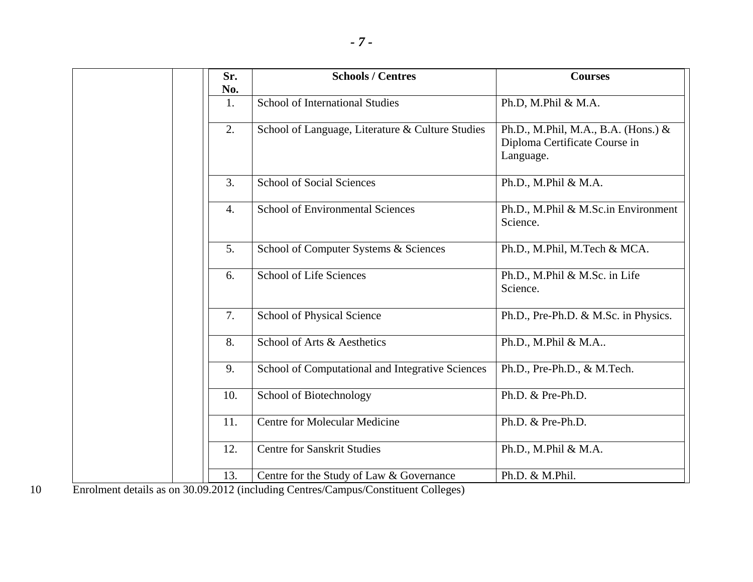| Sr. No. | Schools / Centres | Courses |
|---|---|---|
| 1. | School of International Studies | Ph.D, M.Phil & M.A. |
| 2. | School of Language, Literature & Culture Studies | Ph.D., M.Phil, M.A., B.A. (Hons.) & Diploma Certificate Course in Language. |
| 3. | School of Social Sciences | Ph.D., M.Phil & M.A. |
| 4. | School of Environmental Sciences | Ph.D., M.Phil & M.Sc.in Environment Science. |
| 5. | School of Computer Systems & Sciences | Ph.D., M.Phil, M.Tech & MCA. |
| 6. | School of Life Sciences | Ph.D., M.Phil & M.Sc. in Life Science. |
| 7. | School of Physical Science | Ph.D., Pre-Ph.D. & M.Sc. in Physics. |
| 8. | School of Arts & Aesthetics | Ph.D., M.Phil & M.A.. |
| 9. | School of Computational and Integrative Sciences | Ph.D., Pre-Ph.D., & M.Tech. |
| 10. | School of Biotechnology | Ph.D. & Pre-Ph.D. |
| 11. | Centre for Molecular Medicine | Ph.D. & Pre-Ph.D. |
| 12. | Centre for Sanskrit Studies | Ph.D., M.Phil & M.A. |
| 13. | Centre for the Study of Law & Governance | Ph.D. & M.Phil. |

10 Enrolment details as on 30.09.2012 (including Centres/Campus/Constituent Colleges)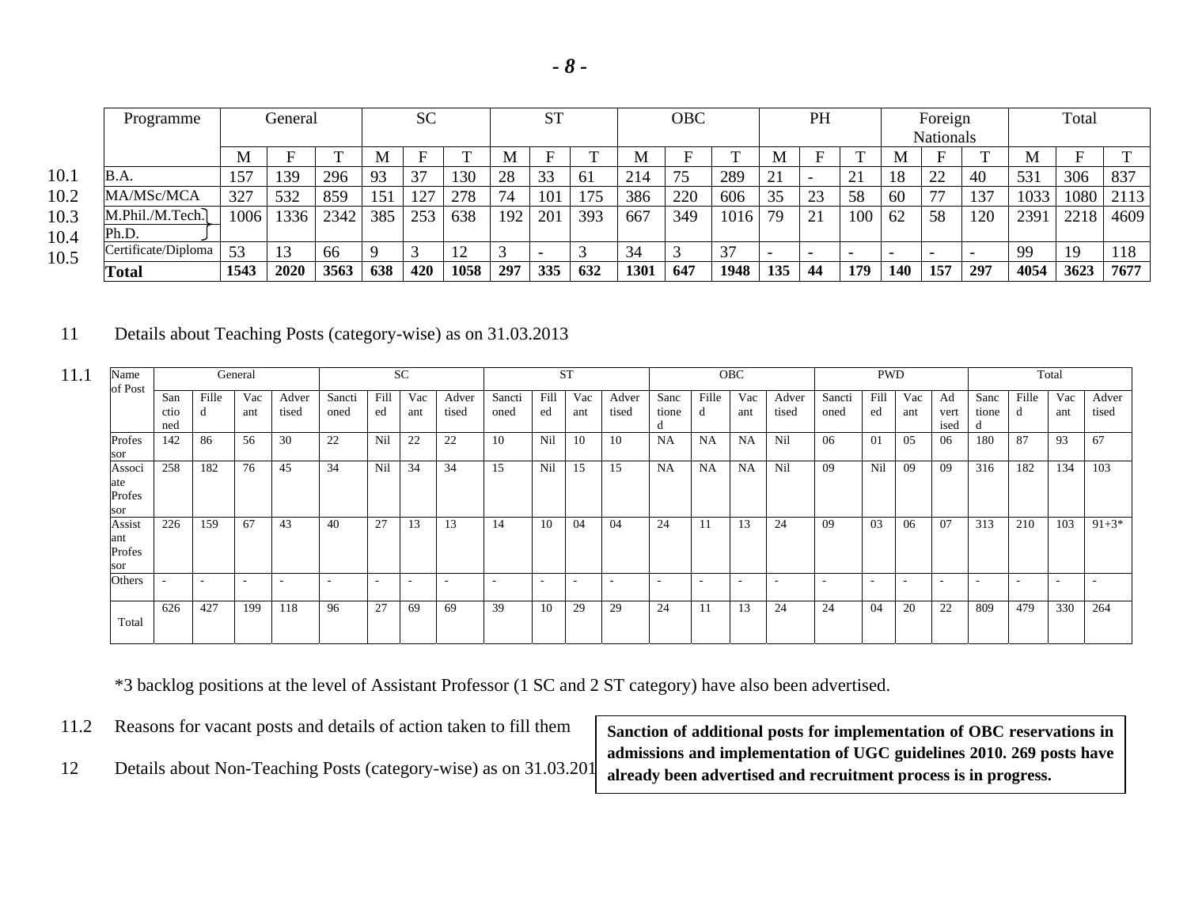| | Programme | General | | | SC | | | ST | | | OBC | | | PH | | | Foreign Nationals | | | Total | | |
|---|---|---|---|---|---|---|---|---|---|---|---|---|---|---|---|---|---|---|---|---|---|---|
| | | M | F | T | M | F | T | M | F | T | M | F | T | M | F | T | M | F | T | M | F | T |
| 10.1 | B.A. | 157 | 139 | 296 | 93 | 37 | 130 | 28 | 33 | 61 | 214 | 75 | 289 | 21 | - | 21 | 18 | 22 | 40 | 531 | 306 | 837 |
| 10.2 | MA/MSc/MCA | 327 | 532 | 859 | 151 | 127 | 278 | 74 | 101 | 175 | 386 | 220 | 606 | 35 | 23 | 58 | 60 | 77 | 137 | 1033 | 1080 | 2113 |
| 10.3<br>10.4 | M.Phil./M.Tech.<br>Ph.D. | 1006 | 1336 | 2342 | 385 | 253 | 638 | 192 | 201 | 393 | 667 | 349 | 1016 | 79 | 21 | 100 | 62 | 58 | 120 | 2391 | 2218 | 4609 |
| 10.5 | Certificate/Diploma | 53 | 13 | 66 | 9 | 3 | 12 | 3 | - | 3 | 34 | 3 | 37 | - | - | - | - | - | - | 99 | 19 | 118 |
| | **Total** | **1543** | **2020** | **3563** | **638** | **420** | **1058** | **297** | **335** | **632** | **1301** | **647** | **1948** | **135** | **44** | **179** | **140** | **157** | **297** | **4054** | **3623** | **7677** |

11 Details about Teaching Posts (category-wise) as on 31.03.2013

11.1

| Name of Post | General | | | | SC | | | | ST | | | | OBC | | | | PWD | | | | Total | | | |
|---|---|---|---|---|---|---|---|---|---|---|---|---|---|---|---|---|---|---|---|---|---|---|---|---|
| | Sanctioned | Filled | Vacant | Advertised | Sanctioned | Filled | Vacant | Advertised | Sanctioned | Filled | Vacant | Advertised | Sanctioned | Filled | Vacant | Advertised | Sanctioned | Filled | Vacant | Advertised | Sanctioned | Filled | Vacant | Advertised |
| Professor | 142 | 86 | 56 | 30 | 22 | Nil | 22 | 22 | 10 | Nil | 10 | 10 | NA | NA | NA | Nil | 06 | 01 | 05 | 06 | 180 | 87 | 93 | 67 |
| Associate Professor | 258 | 182 | 76 | 45 | 34 | Nil | 34 | 34 | 15 | Nil | 15 | 15 | NA | NA | NA | Nil | 09 | Nil | 09 | 09 | 316 | 182 | 134 | 103 |
| Assistant Professor | 226 | 159 | 67 | 43 | 40 | 27 | 13 | 13 | 14 | 10 | 04 | 04 | 24 | 11 | 13 | 24 | 09 | 03 | 06 | 07 | 313 | 210 | 103 | 91+3* |
| Others | - | - | - | - | - | - | - | - | - | - | - | - | - | - | - | - | - | - | - | - | - | - | - | - |
| Total | 626 | 427 | 199 | 118 | 96 | 27 | 69 | 69 | 39 | 10 | 29 | 29 | 24 | 11 | 13 | 24 | 24 | 04 | 20 | 22 | 809 | 479 | 330 | 264 |

*3 backlog positions at the level of Assistant Professor (1 SC and 2 ST category) have also been advertised.

11.2 Reasons for vacant posts and details of action taken to fill them

**Sanction of additional posts for implementation of OBC reservations in admissions and implementation of UGC guidelines 2010. 269 posts have already been advertised and recruitment process is in progress.**

12 Details about Non-Teaching Posts (category-wise) as on 31.03.201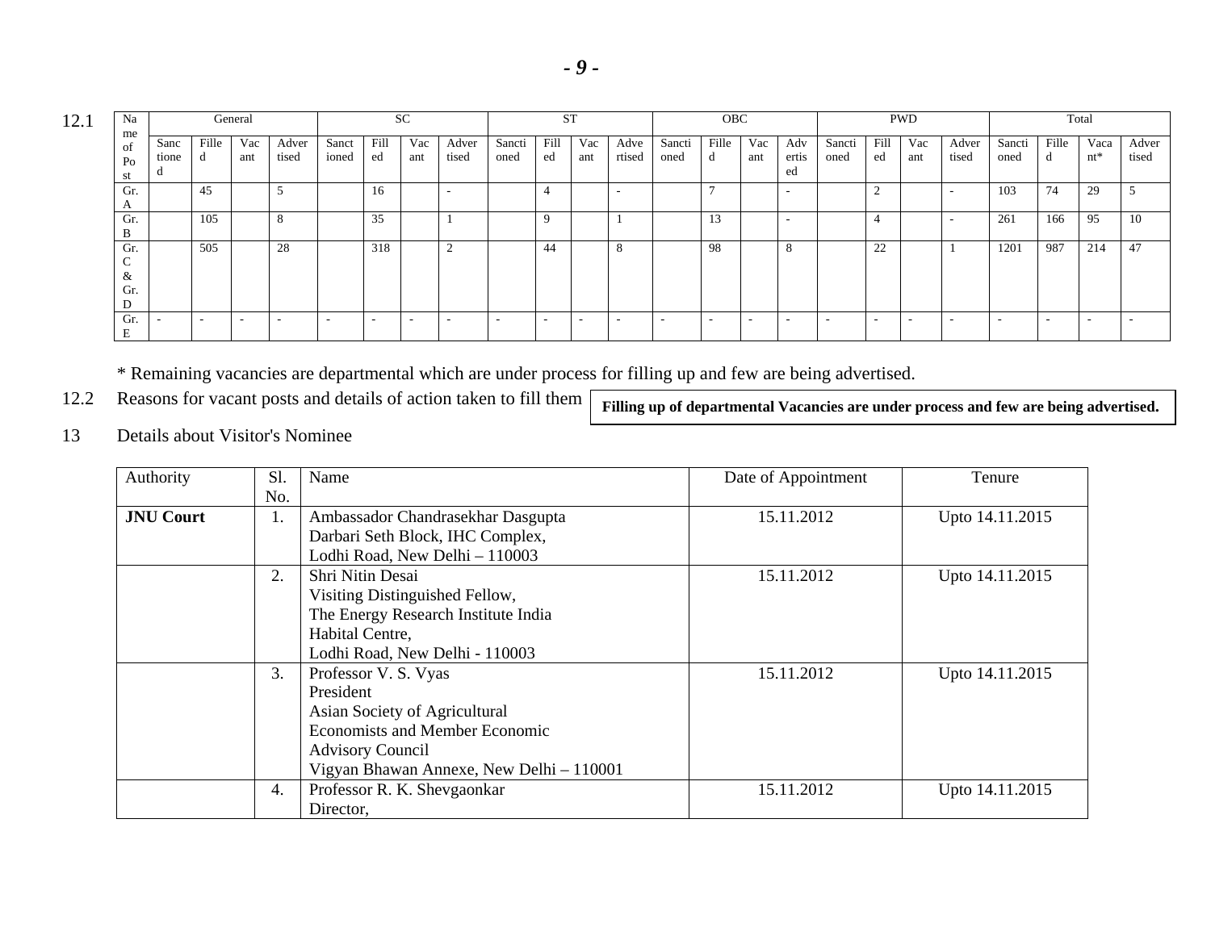12.1

| Name of Post | General | | | | SC | | | | ST | | | | OBC | | | | PWD | | | | Total | | | |
|---|---|---|---|---|---|---|---|---|---|---|---|---|---|---|---|---|---|---|---|---|---|---|---|---|
| | Sanctioned | Filled | Vacant | Advertised | Sanctioned | Filled | Vacant | Advertised | Sanctioned | Filled | Vacant | Advertised | Sanctioned | Filled | Vacant | Advertised | Sanctioned | Filled | Vacant | Advertised | Sanctioned | Filled | Vacant* | Advertised |
| Gr. A | | 45 | | 5 | | 16 | | - | | 4 | | - | | 7 | | - | | 2 | | - | 103 | 74 | 29 | 5 |
| Gr. B | | 105 | | 8 | | 35 | | 1 | | 9 | | 1 | | 13 | | - | | 4 | | - | 261 | 166 | 95 | 10 |
| Gr. C & Gr. D | | 505 | | 28 | | 318 | | 2 | | 44 | | 8 | | 98 | | 8 | | 22 | | 1 | 1201 | 987 | 214 | 47 |
| Gr. E | - | - | - | - | - | - | - | - | - | - | - | - | - | - | - | - | - | - | - | - | - | - | - | - |

\* Remaining vacancies are departmental which are under process for filling up and few are being advertised.

12.2 Reasons for vacant posts and details of action taken to fill them

**Filling up of departmental Vacancies are under process and few are being advertised.**

13 Details about Visitor's Nominee

| Authority | Sl. No. | Name | Date of Appointment | Tenure |
|---|---|---|---|---|
| **JNU Court** | 1. | Ambassador Chandrasekhar Dasgupta<br>Darbari Seth Block, IHC Complex,<br>Lodhi Road, New Delhi – 110003 | 15.11.2012 | Upto 14.11.2015 |
| | 2. | Shri Nitin Desai<br>Visiting Distinguished Fellow,<br>The Energy Research Institute India<br>Habitat Centre,<br>Lodhi Road, New Delhi - 110003 | 15.11.2012 | Upto 14.11.2015 |
| | 3. | Professor V. S. Vyas<br>President<br>Asian Society of Agricultural<br>Economists and Member Economic<br>Advisory Council<br>Vigyan Bhawan Annexe, New Delhi – 110001 | 15.11.2012 | Upto 14.11.2015 |
| | 4. | Professor R. K. Shevgaonkar<br>Director, | 15.11.2012 | Upto 14.11.2015 |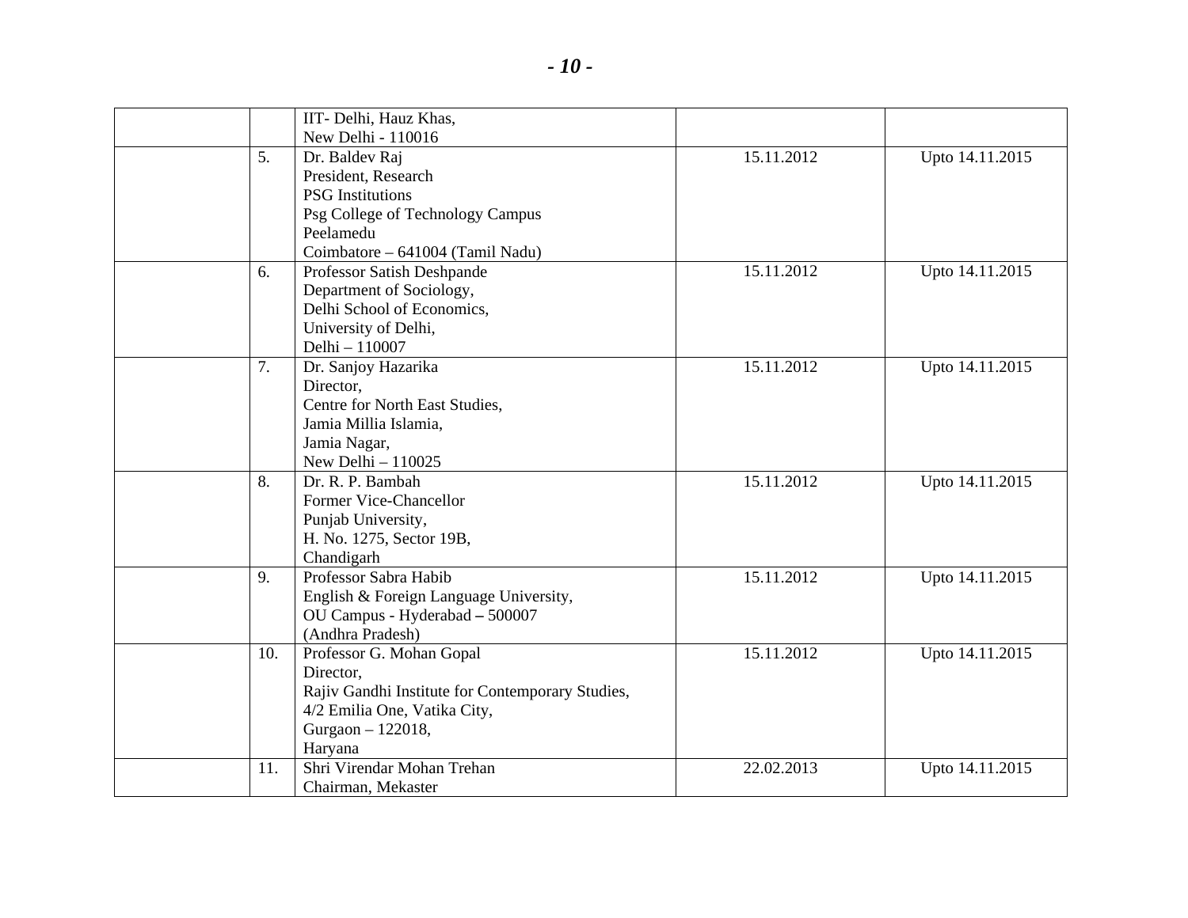| | | | | |
|---|---|---|---|---|
| | | IIT- Delhi, Hauz Khas,<br>New Delhi - 110016 | | |
| | 5. | Dr. Baldev Raj<br>President, Research<br>PSG Institutions<br>Psg College of Technology Campus<br>Peelamedu<br>Coimbatore – 641004 (Tamil Nadu) | 15.11.2012 | Upto 14.11.2015 |
| | 6. | Professor Satish Deshpande<br>Department of Sociology,<br>Delhi School of Economics,<br>University of Delhi,<br>Delhi – 110007 | 15.11.2012 | Upto 14.11.2015 |
| | 7. | Dr. Sanjoy Hazarika<br>Director,<br>Centre for North East Studies,<br>Jamia Millia Islamia,<br>Jamia Nagar,<br>New Delhi – 110025 | 15.11.2012 | Upto 14.11.2015 |
| | 8. | Dr. R. P. Bambah<br>Former Vice-Chancellor<br>Punjab University,<br>H. No. 1275, Sector 19B,<br>Chandigarh | 15.11.2012 | Upto 14.11.2015 |
| | 9. | Professor Sabra Habib<br>English & Foreign Language University,<br>OU Campus - Hyderabad – 500007<br>(Andhra Pradesh) | 15.11.2012 | Upto 14.11.2015 |
| | 10. | Professor G. Mohan Gopal<br>Director,<br>Rajiv Gandhi Institute for Contemporary Studies,<br>4/2 Emilia One, Vatika City,<br>Gurgaon – 122018,<br>Haryana | 15.11.2012 | Upto 14.11.2015 |
| | 11. | Shri Virendar Mohan Trehan<br>Chairman, Mekaster | 22.02.2013 | Upto 14.11.2015 |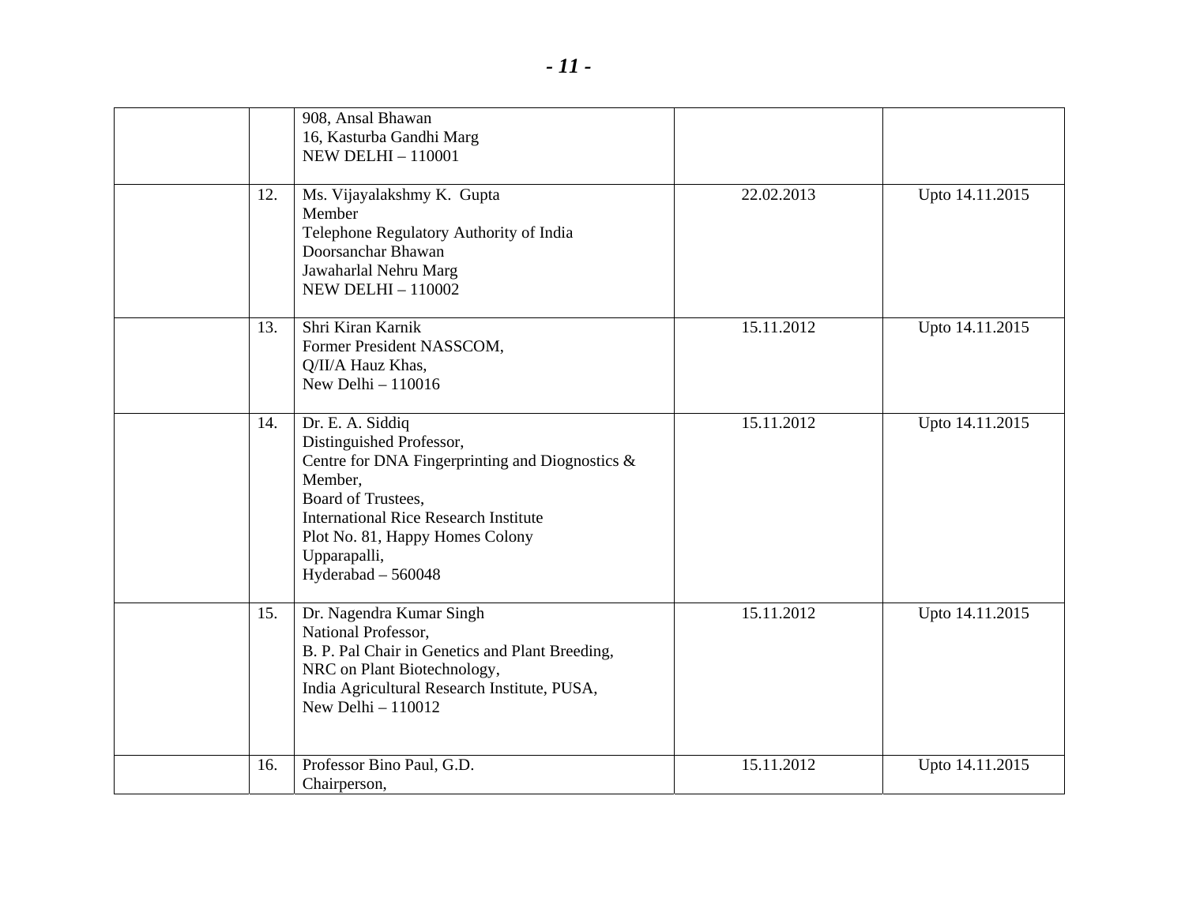| | | | | |
|---|---|---|---|---|
| | | 908, Ansal Bhawan<br>16, Kasturba Gandhi Marg<br>NEW DELHI – 110001 | | |
| | 12. | Ms. Vijayalakshmy K. Gupta<br>Member<br>Telephone Regulatory Authority of India<br>Doorsanchar Bhawan<br>Jawaharlal Nehru Marg<br>NEW DELHI – 110002 | 22.02.2013 | Upto 14.11.2015 |
| | 13. | Shri Kiran Karnik<br>Former President NASSCOM,<br>Q/II/A Hauz Khas,<br>New Delhi – 110016 | 15.11.2012 | Upto 14.11.2015 |
| | 14. | Dr. E. A. Siddiq<br>Distinguished Professor,<br>Centre for DNA Fingerprinting and Diognostics &<br>Member,<br>Board of Trustees,<br>International Rice Research Institute<br>Plot No. 81, Happy Homes Colony<br>Upparapalli,<br>Hyderabad – 560048 | 15.11.2012 | Upto 14.11.2015 |
| | 15. | Dr. Nagendra Kumar Singh<br>National Professor,<br>B. P. Pal Chair in Genetics and Plant Breeding,<br>NRC on Plant Biotechnology,<br>India Agricultural Research Institute, PUSA,<br>New Delhi – 110012 | 15.11.2012 | Upto 14.11.2015 |
| | 16. | Professor Bino Paul, G.D.<br>Chairperson, | 15.11.2012 | Upto 14.11.2015 |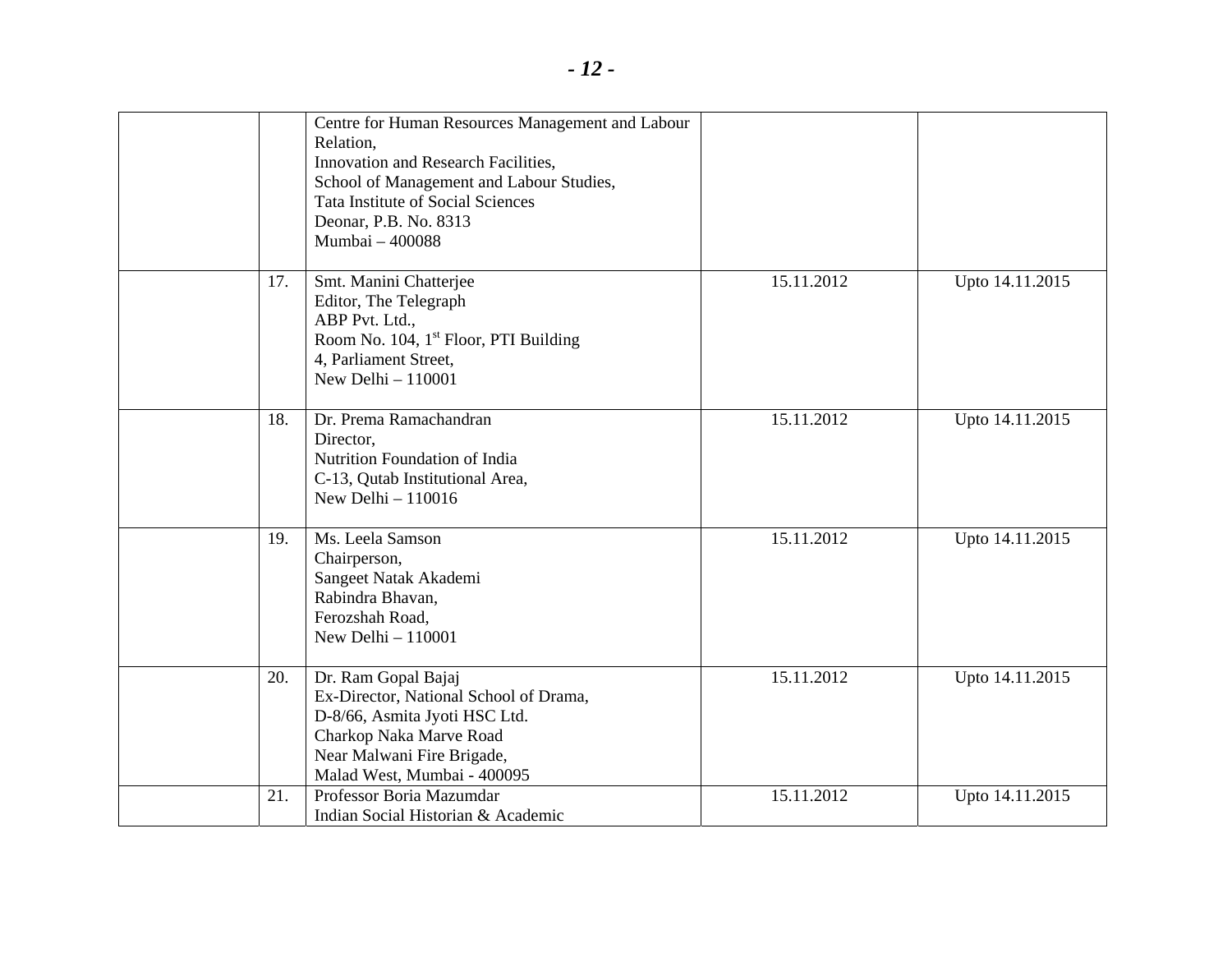| | | | | |
|---|---|---|---|---|
| | | Centre for Human Resources Management and Labour Relation,<br>Innovation and Research Facilities,<br>School of Management and Labour Studies,<br>Tata Institute of Social Sciences<br>Deonar, P.B. No. 8313<br>Mumbai – 400088 | | |
| | 17. | Smt. Manini Chatterjee<br>Editor, The Telegraph<br>ABP Pvt. Ltd.,<br>Room No. 104, 1st Floor, PTI Building<br>4, Parliament Street,<br>New Delhi – 110001 | 15.11.2012 | Upto 14.11.2015 |
| | 18. | Dr. Prema Ramachandran<br>Director,<br>Nutrition Foundation of India<br>C-13, Qutab Institutional Area,<br>New Delhi – 110016 | 15.11.2012 | Upto 14.11.2015 |
| | 19. | Ms. Leela Samson<br>Chairperson,<br>Sangeet Natak Akademi<br>Rabindra Bhavan,<br>Ferozshah Road,<br>New Delhi – 110001 | 15.11.2012 | Upto 14.11.2015 |
| | 20. | Dr. Ram Gopal Bajaj<br>Ex-Director, National School of Drama,<br>D-8/66, Asmita Jyoti HSC Ltd.<br>Charkop Naka Marve Road<br>Near Malwani Fire Brigade,<br>Malad West, Mumbai - 400095 | 15.11.2012 | Upto 14.11.2015 |
| | 21. | Professor Boria Mazumdar<br>Indian Social Historian & Academic | 15.11.2012 | Upto 14.11.2015 |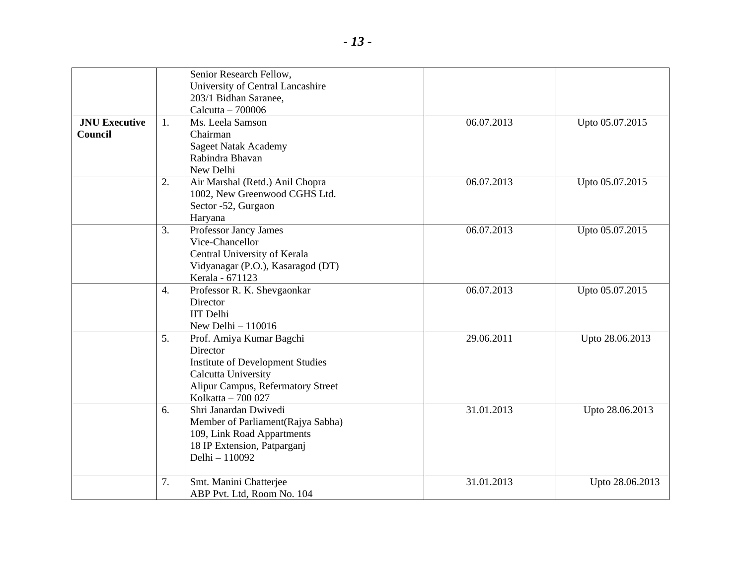| | | | | |
|---|---|---|---|---|
| | | Senior Research Fellow,<br>University of Central Lancashire<br>203/1 Bidhan Saranee,<br>Calcutta – 700006 | | |
| **JNU Executive Council** | 1. | Ms. Leela Samson<br>Chairman<br>Sageet Natak Academy<br>Rabindra Bhavan<br>New Delhi | 06.07.2013 | Upto 05.07.2015 |
| | 2. | Air Marshal (Retd.) Anil Chopra<br>1002, New Greenwood CGHS Ltd.<br>Sector -52, Gurgaon<br>Haryana | 06.07.2013 | Upto 05.07.2015 |
| | 3. | Professor Jancy James<br>Vice-Chancellor<br>Central University of Kerala<br>Vidyanagar (P.O.), Kasaragod (DT)<br>Kerala - 671123 | 06.07.2013 | Upto 05.07.2015 |
| | 4. | Professor R. K. Shevgaonkar<br>Director<br>IIT Delhi<br>New Delhi – 110016 | 06.07.2013 | Upto 05.07.2015 |
| | 5. | Prof. Amiya Kumar Bagchi<br>Director<br>Institute of Development Studies<br>Calcutta University<br>Alipur Campus, Refermatory Street<br>Kolkatta – 700 027 | 29.06.2011 | Upto 28.06.2013 |
| | 6. | Shri Janardan Dwivedi<br>Member of Parliament(Rajya Sabha)<br>109, Link Road Appartments<br>18 IP Extension, Patparganj<br>Delhi – 110092 | 31.01.2013 | Upto 28.06.2013 |
| | 7. | Smt. Manini Chatterjee<br>ABP Pvt. Ltd, Room No. 104 | 31.01.2013 | Upto 28.06.2013 |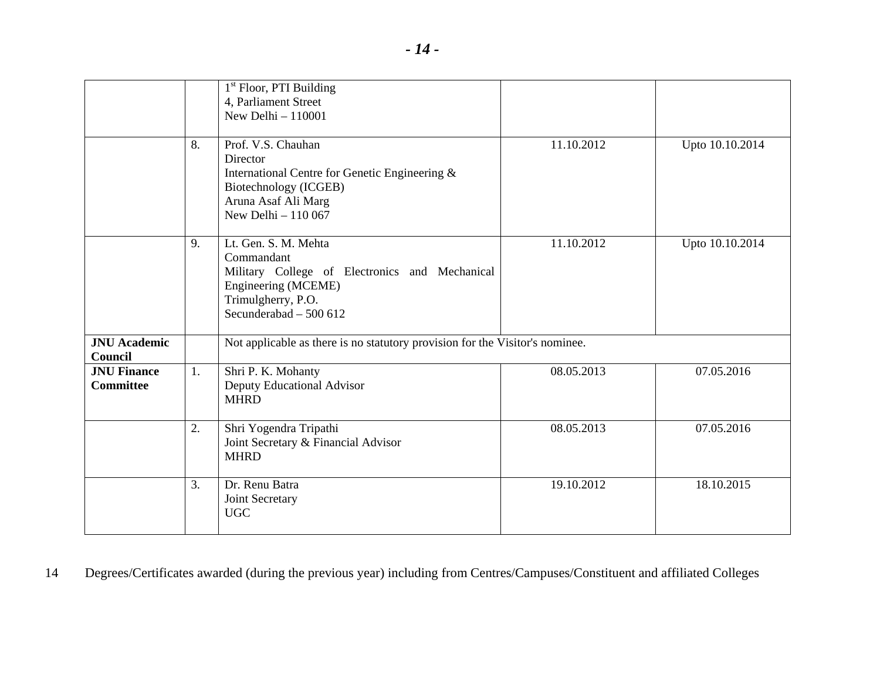| | | | | |
|---|---|---|---|---|
| | | 1st Floor, PTI Building<br>4, Parliament Street<br>New Delhi – 110001 | | |
| | 8. | Prof. V.S. Chauhan<br>Director<br>International Centre for Genetic Engineering & Biotechnology (ICGEB)<br>Aruna Asaf Ali Marg<br>New Delhi – 110 067 | 11.10.2012 | Upto 10.10.2014 |
| | 9. | Lt. Gen. S. M. Mehta<br>Commandant<br>Military College of Electronics and Mechanical Engineering (MCEME)<br>Trimulgherry, P.O.<br>Secunderabad – 500 612 | 11.10.2012 | Upto 10.10.2014 |
| **JNU Academic Council** | | Not applicable as there is no statutory provision for the Visitor's nominee. | | |
| **JNU Finance Committee** | 1. | Shri P. K. Mohanty<br>Deputy Educational Advisor<br>MHRD | 08.05.2013 | 07.05.2016 |
| | 2. | Shri Yogendra Tripathi<br>Joint Secretary & Financial Advisor<br>MHRD | 08.05.2013 | 07.05.2016 |
| | 3. | Dr. Renu Batra<br>Joint Secretary<br>UGC | 19.10.2012 | 18.10.2015 |

14 Degrees/Certificates awarded (during the previous year) including from Centres/Campuses/Constituent and affiliated Colleges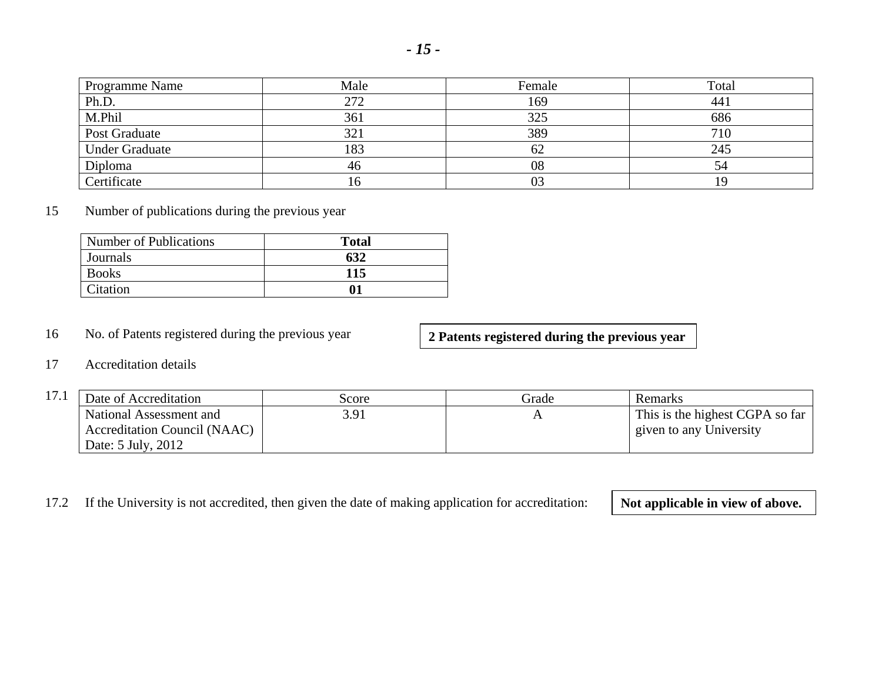| Programme Name | Male | Female | Total |
|---|---|---|---|
| Ph.D. | 272 | 169 | 441 |
| M.Phil | 361 | 325 | 686 |
| Post Graduate | 321 | 389 | 710 |
| Under Graduate | 183 | 62 | 245 |
| Diploma | 46 | 08 | 54 |
| Certificate | 16 | 03 | 19 |

15 Number of publications during the previous year

| Number of Publications | **Total** |
|---|---|
| Journals | **632** |
| Books | **115** |
| Citation | **01** |

16 No. of Patents registered during the previous year **2 Patents registered during the previous year**

17 Accreditation details

17.1

| Date of Accreditation | Score | Grade | Remarks |
|---|---|---|---|
| National Assessment and Accreditation Council (NAAC) Date: 5 July, 2012 | 3.91 | A | This is the highest CGPA so far given to any University |

17.2 If the University is not accredited, then given the date of making application for accreditation: **Not applicable in view of above.**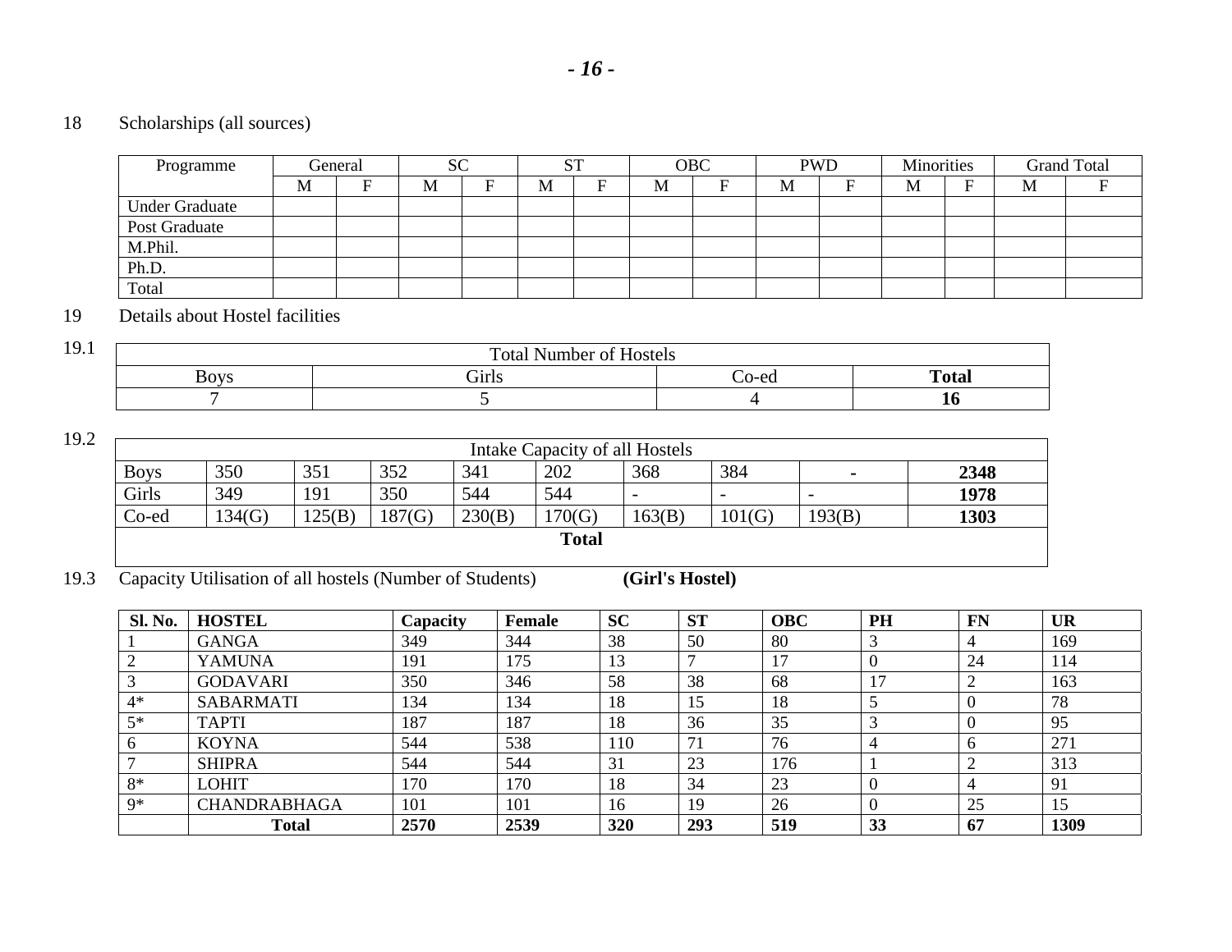18 Scholarships (all sources)

| Programme | General | | SC | | ST | | OBC | | PWD | | Minorities | | Grand Total | |
|---|---|---|---|---|---|---|---|---|---|---|---|---|---|---|
| | M | F | M | F | M | F | M | F | M | F | M | F | M | F |
| Under Graduate | | | | | | | | | | | | | | |
| Post Graduate | | | | | | | | | | | | | | |
| M.Phil. | | | | | | | | | | | | | | |
| Ph.D. | | | | | | | | | | | | | | |
| Total | | | | | | | | | | | | | | |

19 Details about Hostel facilities

19.1

| Total Number of Hostels | | | |
|---|---|---|---|
| Boys | Girls | Co-ed | **Total** |
| 7 | 5 | 4 | **16** |

19.2

| Intake Capacity of all Hostels | | | | | | | | | |
|---|---|---|---|---|---|---|---|---|---|
| Boys | 350 | 351 | 352 | 341 | 202 | 368 | 384 | - | **2348** |
| Girls | 349 | 191 | 350 | 544 | 544 | - | - | - | **1978** |
| Co-ed | 134(G) | 125(B) | 187(G) | 230(B) | 170(G) | 163(B) | 101(G) | 193(B) | **1303** |
| **Total** | | | | | | | | | |

19.3 Capacity Utilisation of all hostels (Number of Students) **(Girl's Hostel)**

| **Sl. No.** | **HOSTEL** | **Capacity** | **Female** | **SC** | **ST** | **OBC** | **PH** | **FN** | **UR** |
|---|---|---|---|---|---|---|---|---|---|
| 1 | GANGA | 349 | 344 | 38 | 50 | 80 | 3 | 4 | 169 |
| 2 | YAMUNA | 191 | 175 | 13 | 7 | 17 | 0 | 24 | 114 |
| 3 | GODAVARI | 350 | 346 | 58 | 38 | 68 | 17 | 2 | 163 |
| 4* | SABARMATI | 134 | 134 | 18 | 15 | 18 | 5 | 0 | 78 |
| 5* | TAPTI | 187 | 187 | 18 | 36 | 35 | 3 | 0 | 95 |
| 6 | KOYNA | 544 | 538 | 110 | 71 | 76 | 4 | 6 | 271 |
| 7 | SHIPRA | 544 | 544 | 31 | 23 | 176 | 1 | 2 | 313 |
| 8* | LOHIT | 170 | 170 | 18 | 34 | 23 | 0 | 4 | 91 |
| 9* | CHANDRABHAGA | 101 | 101 | 16 | 19 | 26 | 0 | 25 | 15 |
| | **Total** | **2570** | **2539** | **320** | **293** | **519** | **33** | **67** | **1309** |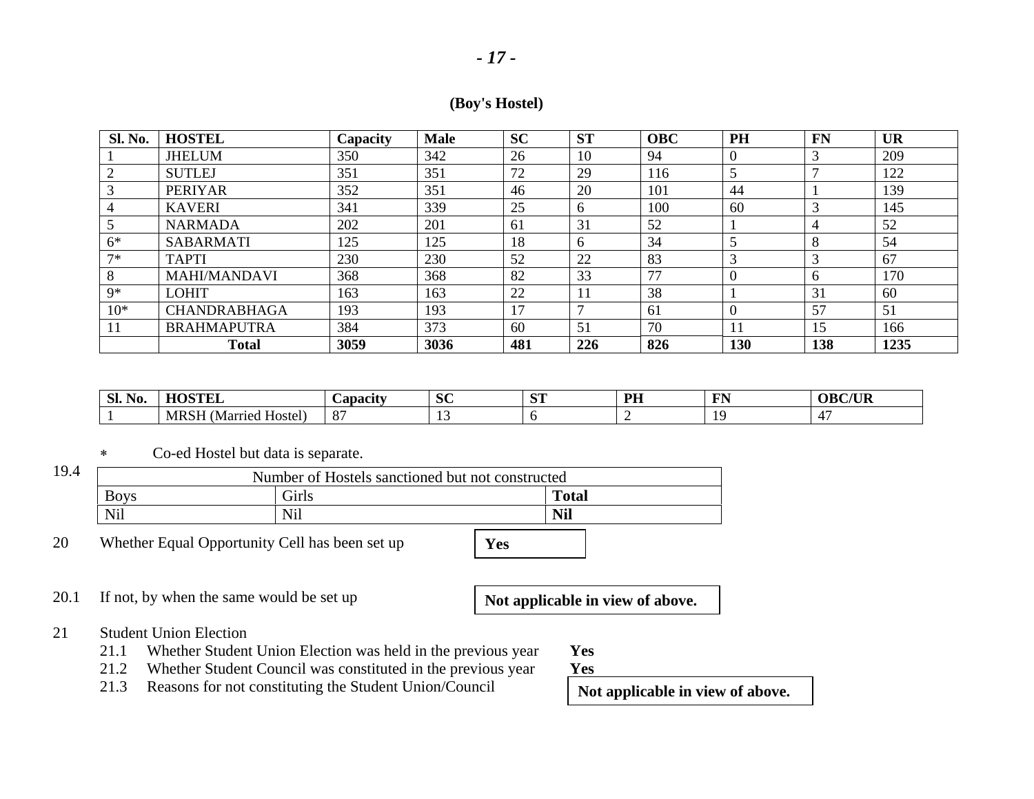**(Boy's Hostel)**

| Sl. No. | HOSTEL | Capacity | Male | SC | ST | OBC | PH | FN | UR |
|---|---|---|---|---|---|---|---|---|---|
| 1 | JHELUM | 350 | 342 | 26 | 10 | 94 | 0 | 3 | 209 |
| 2 | SUTLEJ | 351 | 351 | 72 | 29 | 116 | 5 | 7 | 122 |
| 3 | PERIYAR | 352 | 351 | 46 | 20 | 101 | 44 | 1 | 139 |
| 4 | KAVERI | 341 | 339 | 25 | 6 | 100 | 60 | 3 | 145 |
| 5 | NARMADA | 202 | 201 | 61 | 31 | 52 | 1 | 4 | 52 |
| 6* | SABARMATI | 125 | 125 | 18 | 6 | 34 | 5 | 8 | 54 |
| 7* | TAPTI | 230 | 230 | 52 | 22 | 83 | 3 | 3 | 67 |
| 8 | MAHI/MANDAVI | 368 | 368 | 82 | 33 | 77 | 0 | 6 | 170 |
| 9* | LOHIT | 163 | 163 | 22 | 11 | 38 | 1 | 31 | 60 |
| 10* | CHANDRABHAGA | 193 | 193 | 17 | 7 | 61 | 0 | 57 | 51 |
| 11 | BRAHMAPUTRA | 384 | 373 | 60 | 51 | 70 | 11 | 15 | 166 |
| | **Total** | **3059** | **3036** | **481** | **226** | **826** | **130** | **138** | **1235** |

| Sl. No. | HOSTEL | Capacity | SC | ST | PH | FN | OBC/UR |
|---|---|---|---|---|---|---|---|
| 1 | MRSH (Married Hostel) | 87 | 13 | 6 | 2 | 19 | 47 |

\* Co-ed Hostel but data is separate.

19.4

| Number of Hostels sanctioned but not constructed | | |
|---|---|---|
| Boys | Girls | **Total** |
| Nil | Nil | **Nil** |

20 Whether Equal Opportunity Cell has been set up — **Yes**

20.1 If not, by when the same would be set up — **Not applicable in view of above.**

21 Student Union Election

21.1 Whether Student Union Election was held in the previous year — **Yes**

21.2 Whether Student Council was constituted in the previous year — **Yes**

21.3 Reasons for not constituting the Student Union/Council — **Not applicable in view of above.**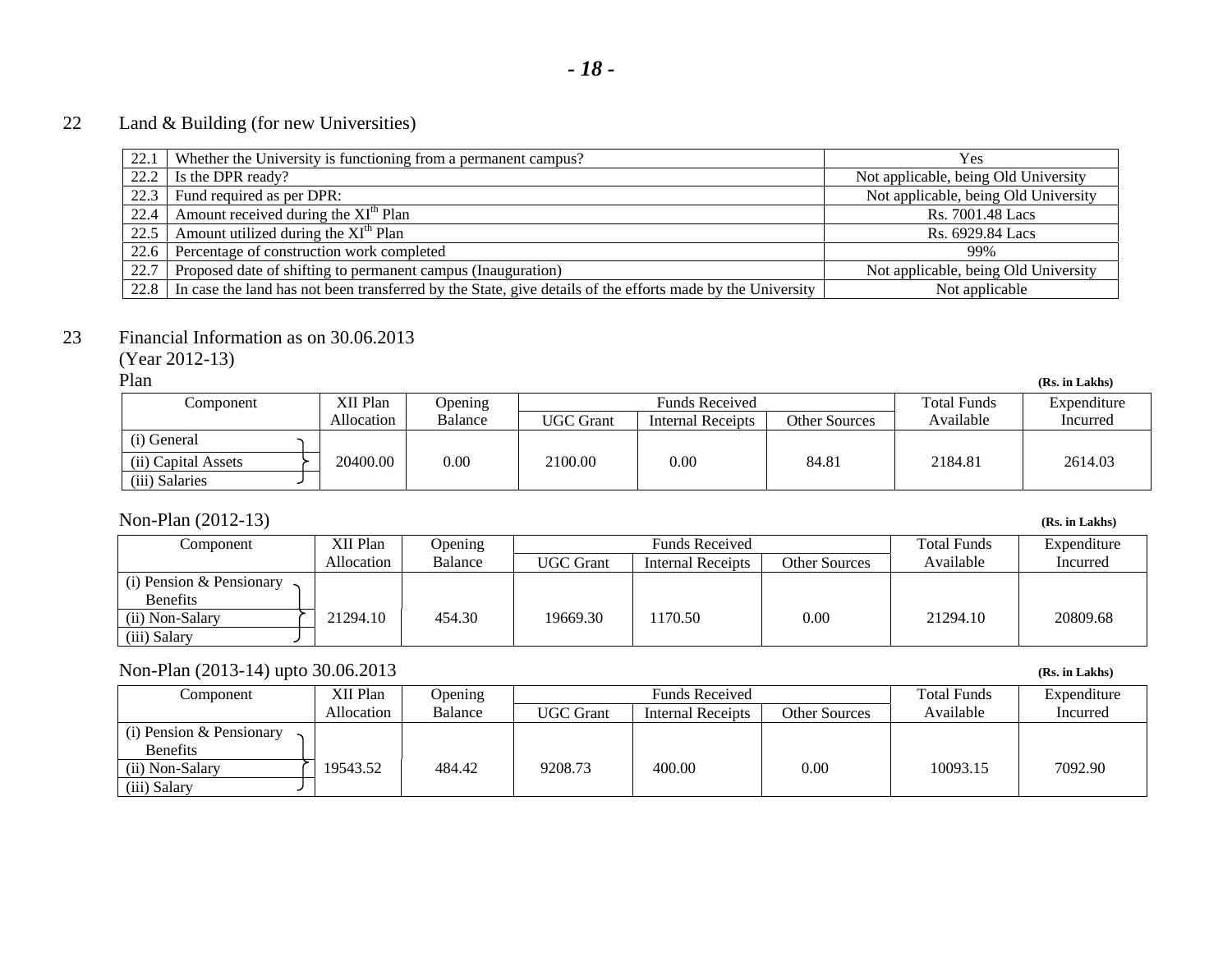## 22 Land & Building (for new Universities)

| | | |
|---|---|---|
| 22.1 | Whether the University is functioning from a permanent campus? | Yes |
| 22.2 | Is the DPR ready? | Not applicable, being Old University |
| 22.3 | Fund required as per DPR: | Not applicable, being Old University |
| 22.4 | Amount received during the XI[th] Plan | Rs. 7001.48 Lacs |
| 22.5 | Amount utilized during the XI[th] Plan | Rs. 6929.84 Lacs |
| 22.6 | Percentage of construction work completed | 99% |
| 22.7 | Proposed date of shifting to permanent campus (Inauguration) | Not applicable, being Old University |
| 22.8 | In case the land has not been transferred by the State, give details of the efforts made by the University | Not applicable |

## 23 Financial Information as on 30.06.2013

(Year 2012-13)

Plan

**(Rs. in Lakhs)**

| Component | XII Plan Allocation | Opening Balance | Funds Received | | | Total Funds Available | Expenditure Incurred |
|---|---|---|---|---|---|---|---|
| | | | UGC Grant | Internal Receipts | Other Sources | | |
| (i) General<br>(ii) Capital Assets<br>(iii) Salaries | 20400.00 | 0.00 | 2100.00 | 0.00 | 84.81 | 2184.81 | 2614.03 |

Non-Plan (2012-13)

**(Rs. in Lakhs)**

| Component | XII Plan Allocation | Opening Balance | Funds Received | | | Total Funds Available | Expenditure Incurred |
|---|---|---|---|---|---|---|---|
| | | | UGC Grant | Internal Receipts | Other Sources | | |
| (i) Pension & Pensionary Benefits<br>(ii) Non-Salary<br>(iii) Salary | 21294.10 | 454.30 | 19669.30 | 1170.50 | 0.00 | 21294.10 | 20809.68 |

Non-Plan (2013-14) upto 30.06.2013

**(Rs. in Lakhs)**

| Component | XII Plan Allocation | Opening Balance | Funds Received | | | Total Funds Available | Expenditure Incurred |
|---|---|---|---|---|---|---|---|
| | | | UGC Grant | Internal Receipts | Other Sources | | |
| (i) Pension & Pensionary Benefits<br>(ii) Non-Salary<br>(iii) Salary | 19543.52 | 484.42 | 9208.73 | 400.00 | 0.00 | 10093.15 | 7092.90 |